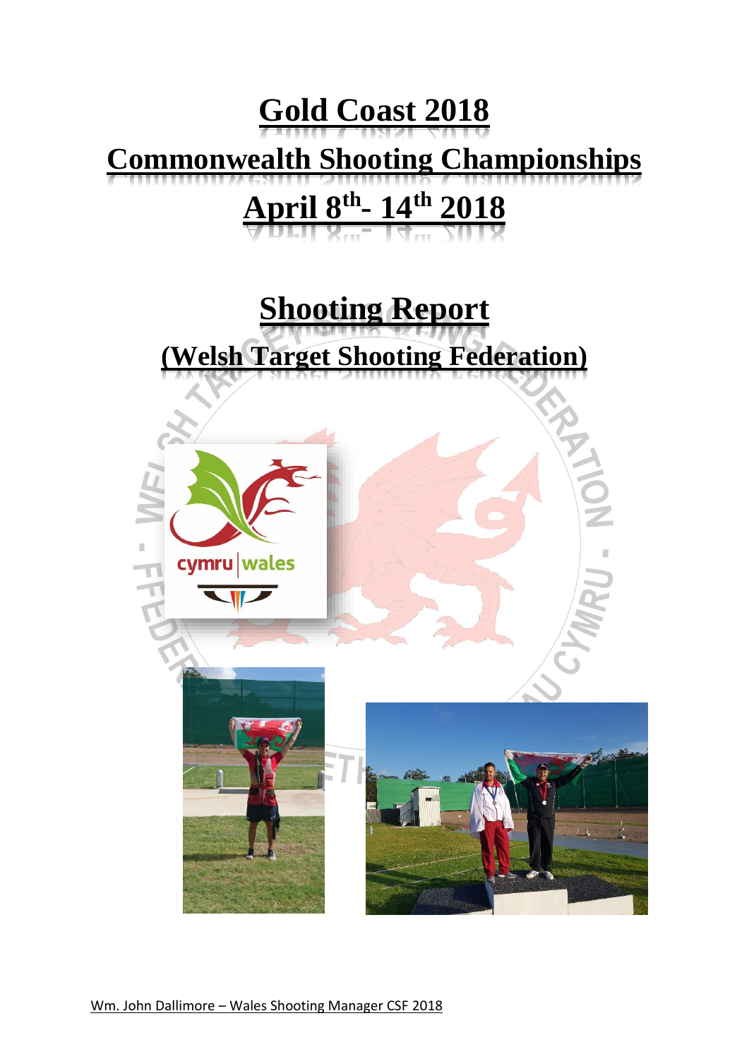# Gold Coast 2018

# Commonwealth Shooting Championships

# April 8th- 14th 2018

## Shooting Report

## (Welsh Target Shooting Federation)

Wm. John Dallimore – Wales Shooting Manager CSF 2018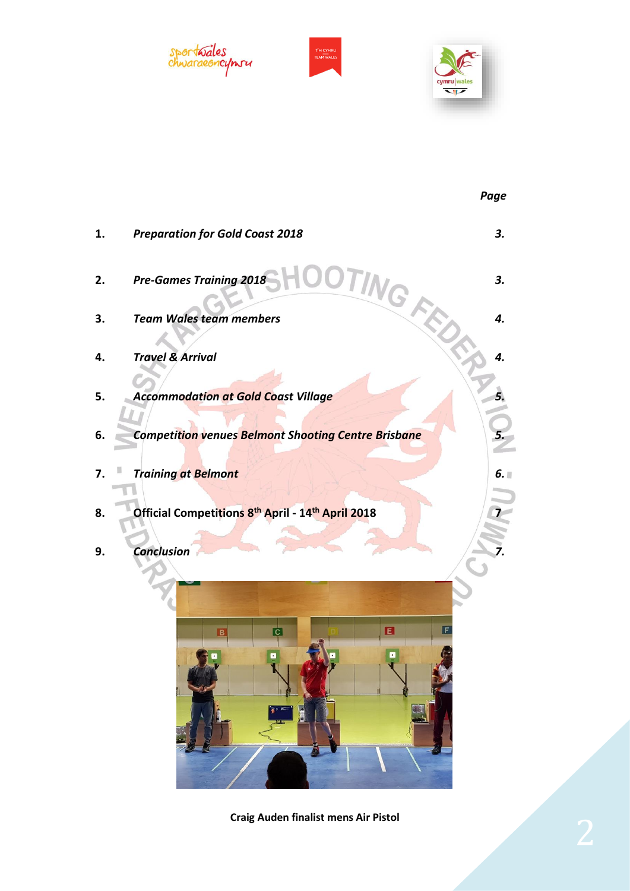| | | Page |
|---|---|---|
| 1. | *Preparation for Gold Coast 2018* | *3.* |
| 2. | *Pre-Games Training 2018* | *3.* |
| 3. | *Team Wales team members* | *4.* |
| 4. | *Travel & Arrival* | *4.* |
| 5. | *Accommodation at Gold Coast Village* | *5.* |
| 6. | *Competition venues Belmont Shooting Centre Brisbane* | *5.* |
| 7. | *Training at Belmont* | *6.* |
| 8. | **Official Competitions 8th April - 14th April 2018** | 7 |
| 9. | *Conclusion* | *7.* |

**Craig Auden finalist mens Air Pistol**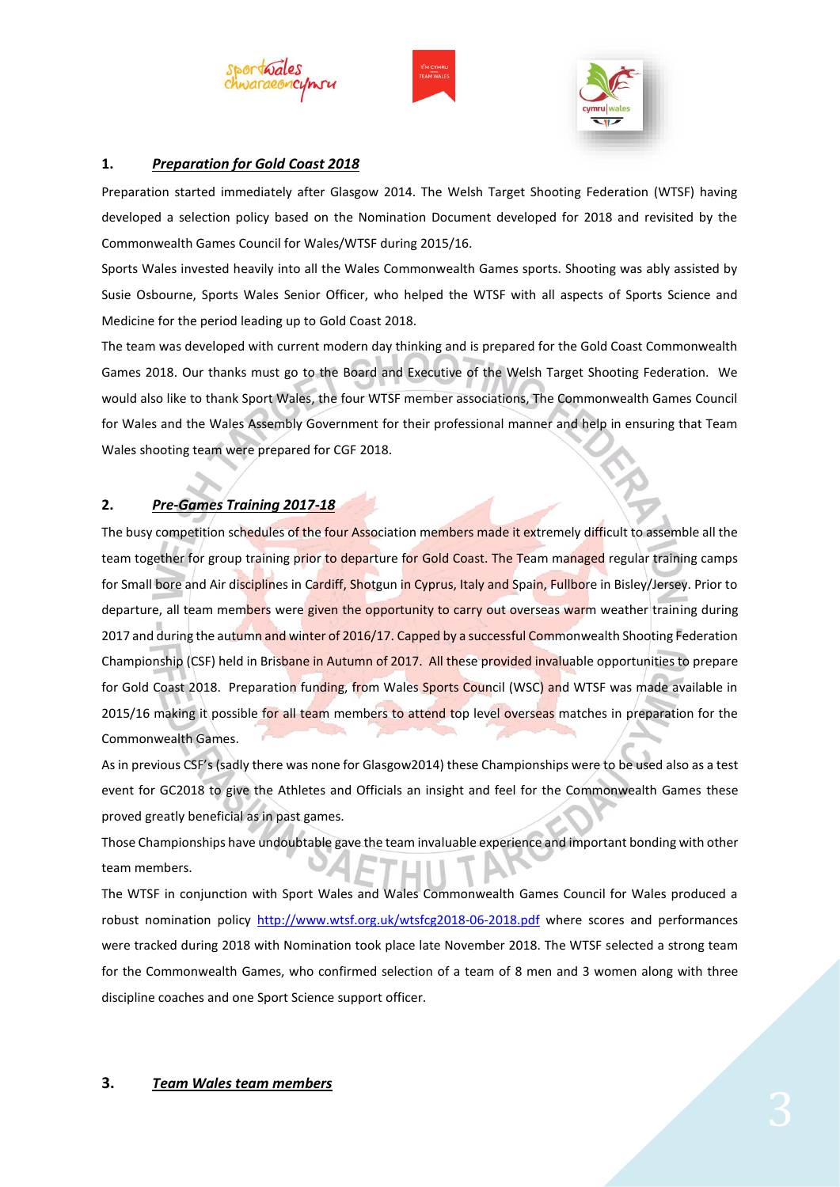## 1. ***Preparation for Gold Coast 2018***

Preparation started immediately after Glasgow 2014. The Welsh Target Shooting Federation (WTSF) having developed a selection policy based on the Nomination Document developed for 2018 and revisited by the Commonwealth Games Council for Wales/WTSF during 2015/16.

Sports Wales invested heavily into all the Wales Commonwealth Games sports. Shooting was ably assisted by Susie Osbourne, Sports Wales Senior Officer, who helped the WTSF with all aspects of Sports Science and Medicine for the period leading up to Gold Coast 2018.

The team was developed with current modern day thinking and is prepared for the Gold Coast Commonwealth Games 2018. Our thanks must go to the Board and Executive of the Welsh Target Shooting Federation. We would also like to thank Sport Wales, the four WTSF member associations, The Commonwealth Games Council for Wales and the Wales Assembly Government for their professional manner and help in ensuring that Team Wales shooting team were prepared for CGF 2018.

## 2. ***Pre-Games Training 2017-18***

The busy competition schedules of the four Association members made it extremely difficult to assemble all the team together for group training prior to departure for Gold Coast. The Team managed regular training camps for Small bore and Air disciplines in Cardiff, Shotgun in Cyprus, Italy and Spain, Fullbore in Bisley/Jersey. Prior to departure, all team members were given the opportunity to carry out overseas warm weather training during 2017 and during the autumn and winter of 2016/17. Capped by a successful Commonwealth Shooting Federation Championship (CSF) held in Brisbane in Autumn of 2017. All these provided invaluable opportunities to prepare for Gold Coast 2018. Preparation funding, from Wales Sports Council (WSC) and WTSF was made available in 2015/16 making it possible for all team members to attend top level overseas matches in preparation for the Commonwealth Games.

As in previous CSF's (sadly there was none for Glasgow2014) these Championships were to be used also as a test event for GC2018 to give the Athletes and Officials an insight and feel for the Commonwealth Games these proved greatly beneficial as in past games.

Those Championships have undoubtable gave the team invaluable experience and important bonding with other team members.

The WTSF in conjunction with Sport Wales and Wales Commonwealth Games Council for Wales produced a robust nomination policy http://www.wtsf.org.uk/wtsfcg2018-06-2018.pdf where scores and performances were tracked during 2018 with Nomination took place late November 2018. The WTSF selected a strong team for the Commonwealth Games, who confirmed selection of a team of 8 men and 3 women along with three discipline coaches and one Sport Science support officer.

## 3. ***Team Wales team members***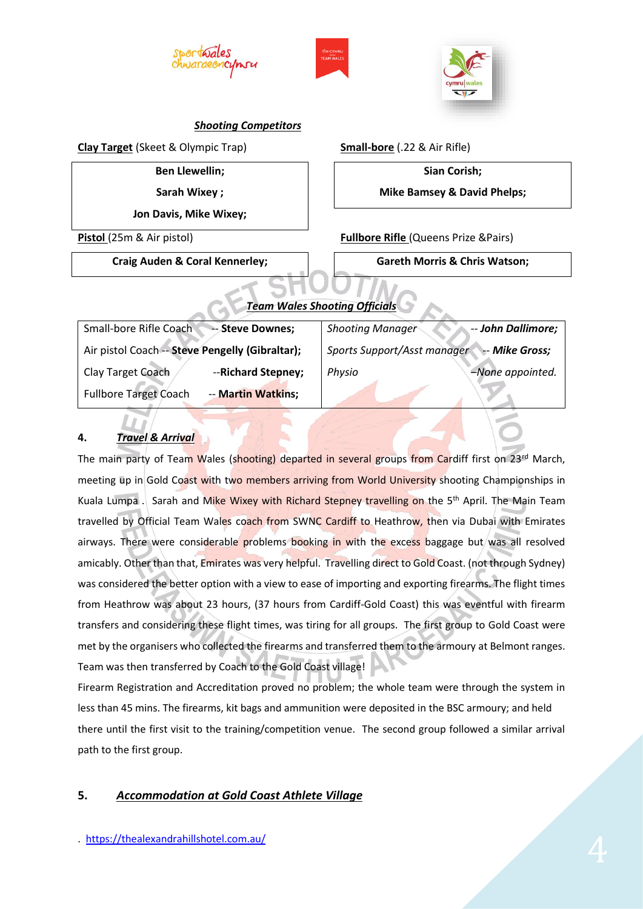***Shooting Competitors***

**Clay Target** (Skeet & Olympic Trap)

| **Ben Llewellin;** |
| --- |
| **Sarah Wixey ;** |
| **Jon Davis, Mike Wixey;** |

**Small-bore** (.22 & Air Rifle)

| **Sian Corish;** |
| --- |
| **Mike Bamsey & David Phelps;** |

**Pistol** (25m & Air pistol)

| **Craig Auden & Coral Kennerley;** |
| --- |

**Fullbore Rifle** (Queens Prize &Pairs)

| **Gareth Morris & Chris Watson;** |
| --- |

***Team Wales Shooting Officials***

| | |
| --- | --- |
| Small-bore Rifle Coach -- **Steve Downes;** | *Shooting Manager -- **John Dallimore;*** |
| Air pistol Coach -- **Steve Pengelly (Gibraltar);** | *Sports Support/Asst manager -- **Mike Gross;*** |
| Clay Target Coach --**Richard Stepney;** | *Physio –None appointed.* |
| Fullbore Target Coach -- **Martin Watkins;** | |

**4.** ***Travel & Arrival***

The main party of Team Wales (shooting) departed in several groups from Cardiff first on 23rd March, meeting up in Gold Coast with two members arriving from World University shooting Championships in Kuala Lumpa . Sarah and Mike Wixey with Richard Stepney travelling on the 5th April. The Main Team travelled by Official Team Wales coach from SWNC Cardiff to Heathrow, then via Dubai with Emirates airways. There were considerable problems booking in with the excess baggage but was all resolved amicably. Other than that, Emirates was very helpful. Travelling direct to Gold Coast. (not through Sydney) was considered the better option with a view to ease of importing and exporting firearms. The flight times from Heathrow was about 23 hours, (37 hours from Cardiff-Gold Coast) this was eventful with firearm transfers and considering these flight times, was tiring for all groups. The first group to Gold Coast were met by the organisers who collected the firearms and transferred them to the armoury at Belmont ranges. Team was then transferred by Coach to the Gold Coast village!

Firearm Registration and Accreditation proved no problem; the whole team were through the system in less than 45 mins. The firearms, kit bags and ammunition were deposited in the BSC armoury; and held there until the first visit to the training/competition venue. The second group followed a similar arrival path to the first group.

**5.** ***Accommodation at Gold Coast Athlete Village***

. https://thealexandrahillshotel.com.au/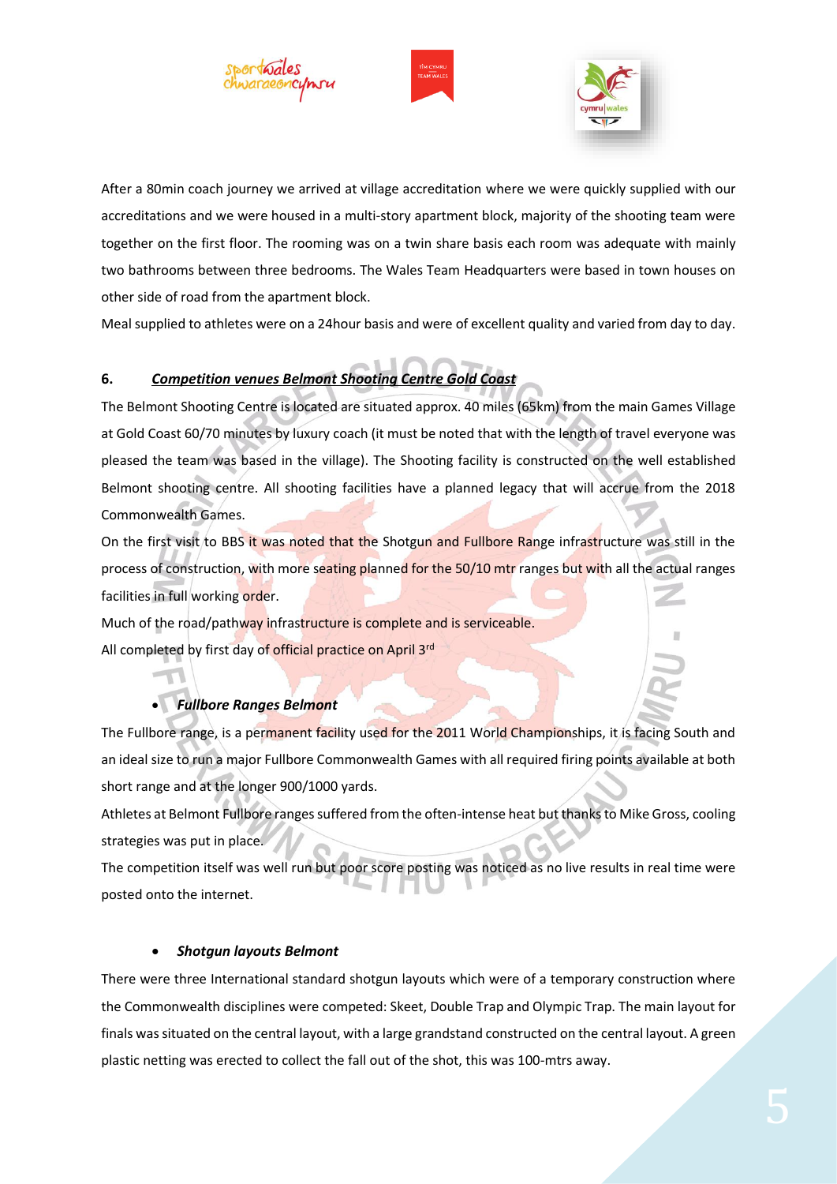After a 80min coach journey we arrived at village accreditation where we were quickly supplied with our accreditations and we were housed in a multi-story apartment block, majority of the shooting team were together on the first floor. The rooming was on a twin share basis each room was adequate with mainly two bathrooms between three bedrooms. The Wales Team Headquarters were based in town houses on other side of road from the apartment block.

Meal supplied to athletes were on a 24hour basis and were of excellent quality and varied from day to day.

## 6. *Competition venues Belmont Shooting Centre Gold Coast*

The Belmont Shooting Centre is located are situated approx. 40 miles (65km) from the main Games Village at Gold Coast 60/70 minutes by luxury coach (it must be noted that with the length of travel everyone was pleased the team was based in the village). The Shooting facility is constructed on the well established Belmont shooting centre. All shooting facilities have a planned legacy that will accrue from the 2018 Commonwealth Games.

On the first visit to BBS it was noted that the Shotgun and Fullbore Range infrastructure was still in the process of construction, with more seating planned for the 50/10 mtr ranges but with all the actual ranges facilities in full working order.

Much of the road/pathway infrastructure is complete and is serviceable.

All completed by first day of official practice on April 3rd

- ***Fullbore Ranges Belmont***

The Fullbore range, is a permanent facility used for the 2011 World Championships, it is facing South and an ideal size to run a major Fullbore Commonwealth Games with all required firing points available at both short range and at the longer 900/1000 yards.

Athletes at Belmont Fullbore ranges suffered from the often-intense heat but thanks to Mike Gross, cooling strategies was put in place.

The competition itself was well run but poor score posting was noticed as no live results in real time were posted onto the internet.

- ***Shotgun layouts Belmont***

There were three International standard shotgun layouts which were of a temporary construction where the Commonwealth disciplines were competed: Skeet, Double Trap and Olympic Trap. The main layout for finals was situated on the central layout, with a large grandstand constructed on the central layout. A green plastic netting was erected to collect the fall out of the shot, this was 100-mtrs away.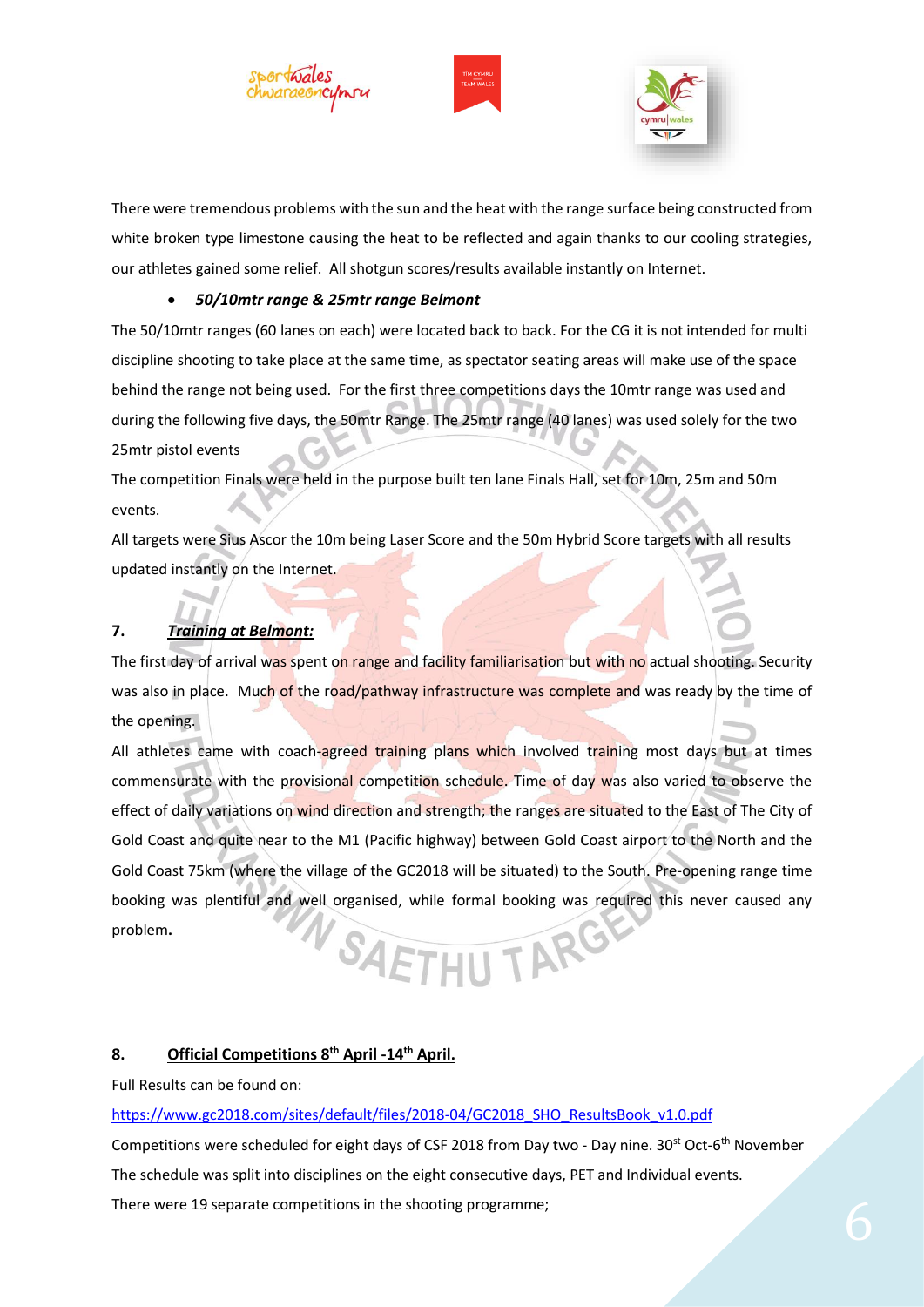There were tremendous problems with the sun and the heat with the range surface being constructed from white broken type limestone causing the heat to be reflected and again thanks to our cooling strategies, our athletes gained some relief. All shotgun scores/results available instantly on Internet.

- ***50/10mtr range & 25mtr range Belmont***

The 50/10mtr ranges (60 lanes on each) were located back to back. For the CG it is not intended for multi discipline shooting to take place at the same time, as spectator seating areas will make use of the space behind the range not being used. For the first three competitions days the 10mtr range was used and during the following five days, the 50mtr Range. The 25mtr range (40 lanes) was used solely for the two 25mtr pistol events

The competition Finals were held in the purpose built ten lane Finals Hall, set for 10m, 25m and 50m events.

All targets were Sius Ascor the 10m being Laser Score and the 50m Hybrid Score targets with all results updated instantly on the Internet.

## 7. ***Training at Belmont:***

The first day of arrival was spent on range and facility familiarisation but with no actual shooting. Security was also in place. Much of the road/pathway infrastructure was complete and was ready by the time of the opening.

All athletes came with coach-agreed training plans which involved training most days but at times commensurate with the provisional competition schedule. Time of day was also varied to observe the effect of daily variations on wind direction and strength; the ranges are situated to the East of The City of Gold Coast and quite near to the M1 (Pacific highway) between Gold Coast airport to the North and the Gold Coast 75km (where the village of the GC2018 will be situated) to the South. Pre-opening range time booking was plentiful and well organised, while formal booking was required this never caused any problem**.**

## 8. **Official Competitions 8th April -14th April.**

Full Results can be found on:

https://www.gc2018.com/sites/default/files/2018-04/GC2018_SHO_ResultsBook_v1.0.pdf

Competitions were scheduled for eight days of CSF 2018 from Day two - Day nine. 30st Oct-6th November

The schedule was split into disciplines on the eight consecutive days, PET and Individual events.

There were 19 separate competitions in the shooting programme;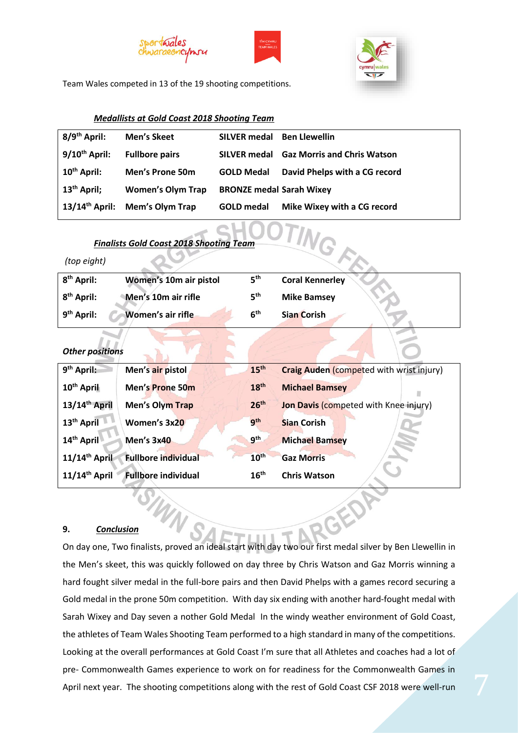Team Wales competed in 13 of the 19 shooting competitions.

***Medallists at Gold Coast 2018 Shooting Team***

| | | | |
|---|---|---|---|
| **8/9th April:** | **Men's Skeet** | **SILVER medal** | **Ben Llewellin** |
| **9/10th April:** | **Fullbore pairs** | **SILVER medal** | **Gaz Morris and Chris Watson** |
| **10th April:** | **Men's Prone 50m** | **GOLD Medal** | **David Phelps with a CG record** |
| **13th April;** | **Women's Olym Trap** | **BRONZE medal** | **Sarah Wixey** |
| **13/14th April:** | **Mem's Olym Trap** | **GOLD medal** | **Mike Wixey with a CG record** |

***Finalists Gold Coast 2018 Shooting Team***

*(top eight)*

| | | | |
|---|---|---|---|
| **8th April:** | **Women's 10m air pistol** | **5th** | **Coral Kennerley** |
| **8th April:** | **Men's 10m air rifle** | **5th** | **Mike Bamsey** |
| **9th April:** | **Women's air rifle** | **6th** | **Sian Corish** |

***Other positions***

| | | | |
|---|---|---|---|
| **9th April:** | **Men's air pistol** | **15th** | **Craig Auden** (competed with wrist injury) |
| **10th April** | **Men's Prone 50m** | **18th** | **Michael Bamsey** |
| **13/14th April** | **Men's Olym Trap** | **26th** | **Jon Davis** (competed with Knee injury) |
| **13th April** | **Women's 3x20** | **9th** | **Sian Corish** |
| **14th April** | **Men's 3x40** | **9th** | **Michael Bamsey** |
| **11/14th April** | **Fullbore individual** | **10th** | **Gaz Morris** |
| **11/14th April** | **Fullbore individual** | **16th** | **Chris Watson** |

**9.** ***Conclusion***

On day one, Two finalists, proved an ideal start with day two our first medal silver by Ben Llewellin in the Men's skeet, this was quickly followed on day three by Chris Watson and Gaz Morris winning a hard fought silver medal in the full-bore pairs and then David Phelps with a games record securing a Gold medal in the prone 50m competition. With day six ending with another hard-fought medal with Sarah Wixey and Day seven a nother Gold Medal In the windy weather environment of Gold Coast, the athletes of Team Wales Shooting Team performed to a high standard in many of the competitions. Looking at the overall performances at Gold Coast I'm sure that all Athletes and coaches had a lot of pre- Commonwealth Games experience to work on for readiness for the Commonwealth Games in April next year. The shooting competitions along with the rest of Gold Coast CSF 2018 were well-run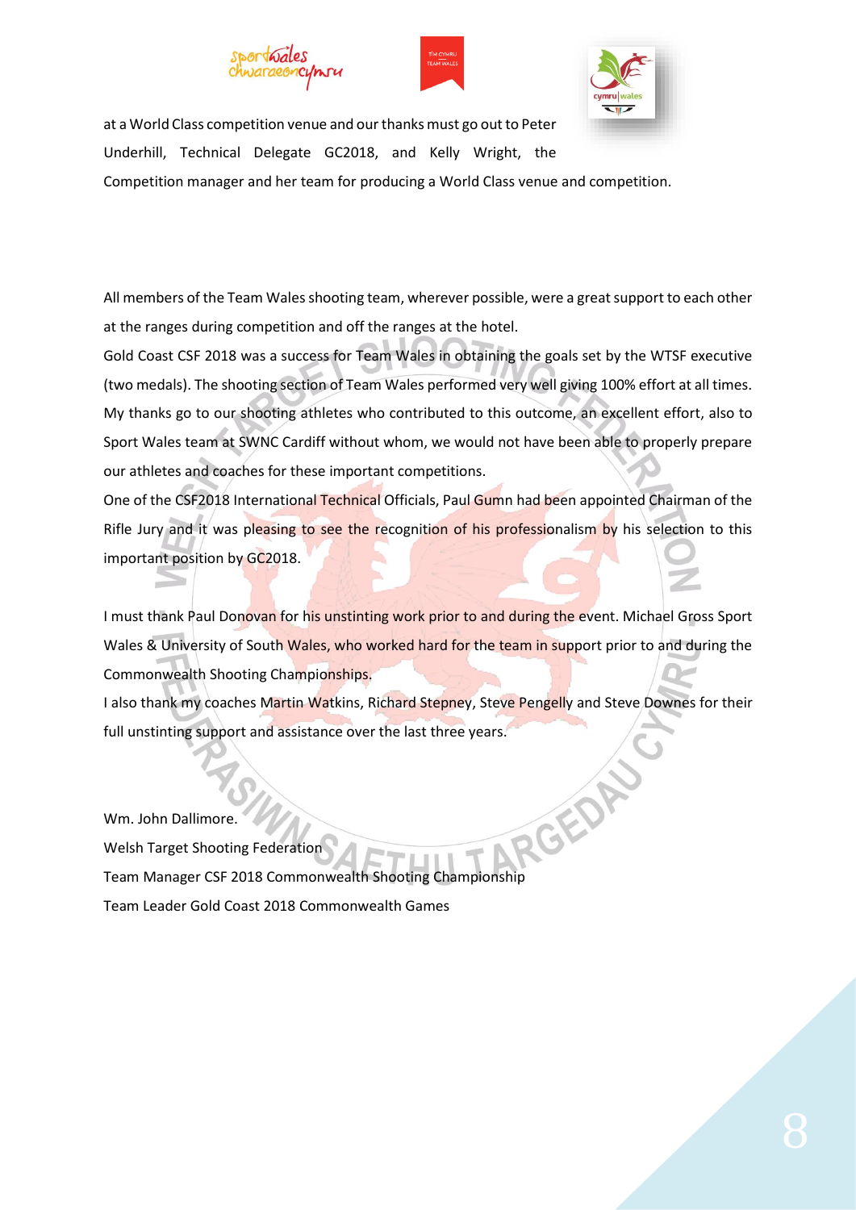at a World Class competition venue and our thanks must go out to Peter Underhill, Technical Delegate GC2018, and Kelly Wright, the Competition manager and her team for producing a World Class venue and competition.

All members of the Team Wales shooting team, wherever possible, were a great support to each other at the ranges during competition and off the ranges at the hotel.

Gold Coast CSF 2018 was a success for Team Wales in obtaining the goals set by the WTSF executive (two medals). The shooting section of Team Wales performed very well giving 100% effort at all times. My thanks go to our shooting athletes who contributed to this outcome, an excellent effort, also to Sport Wales team at SWNC Cardiff without whom, we would not have been able to properly prepare our athletes and coaches for these important competitions.

One of the CSF2018 International Technical Officials, Paul Gumn had been appointed Chairman of the Rifle Jury and it was pleasing to see the recognition of his professionalism by his selection to this important position by GC2018.

I must thank Paul Donovan for his unstinting work prior to and during the event. Michael Gross Sport Wales & University of South Wales, who worked hard for the team in support prior to and during the Commonwealth Shooting Championships.

I also thank my coaches Martin Watkins, Richard Stepney, Steve Pengelly and Steve Downes for their full unstinting support and assistance over the last three years.

Wm. John Dallimore.
Welsh Target Shooting Federation
Team Manager CSF 2018 Commonwealth Shooting Championship
Team Leader Gold Coast 2018 Commonwealth Games